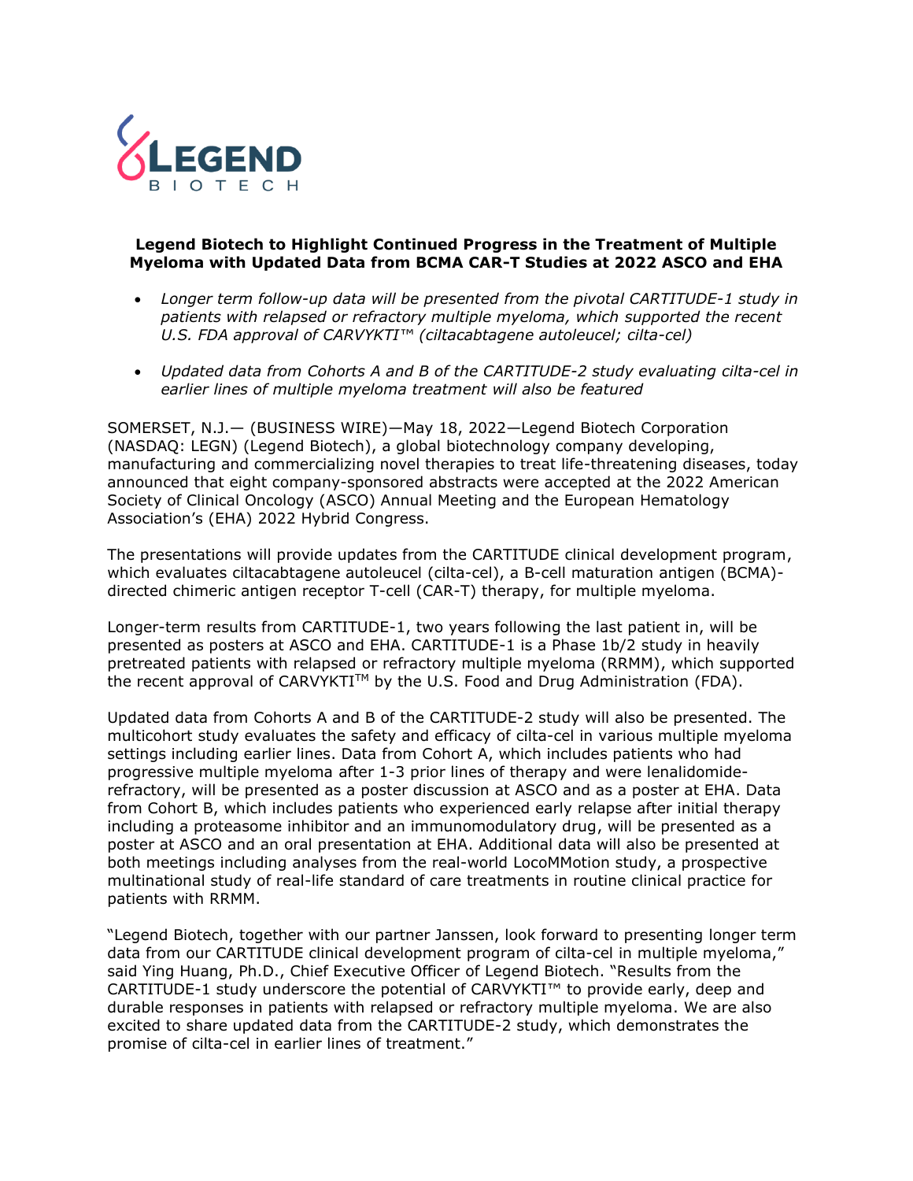# Legend Biotech to Highlight Continued Progress in the Treatment of Multiple Myeloma with Updated Data from BCMA CAR-T Studies at 2022 ASCO and EHA

- *Longer term follow-up data will be presented from the pivotal CARTITUDE-1 study in patients with relapsed or refractory multiple myeloma, which supported the recent U.S. FDA approval of CARVYKTI™ (ciltacabtagene autoleucel; cilta-cel)*
- *Updated data from Cohorts A and B of the CARTITUDE-2 study evaluating cilta-cel in earlier lines of multiple myeloma treatment will also be featured*

SOMERSET, N.J.— (BUSINESS WIRE)—May 18, 2022—Legend Biotech Corporation (NASDAQ: LEGN) (Legend Biotech), a global biotechnology company developing, manufacturing and commercializing novel therapies to treat life-threatening diseases, today announced that eight company-sponsored abstracts were accepted at the 2022 American Society of Clinical Oncology (ASCO) Annual Meeting and the European Hematology Association's (EHA) 2022 Hybrid Congress.

The presentations will provide updates from the CARTITUDE clinical development program, which evaluates ciltacabtagene autoleucel (cilta-cel), a B-cell maturation antigen (BCMA)-directed chimeric antigen receptor T-cell (CAR-T) therapy, for multiple myeloma.

Longer-term results from CARTITUDE-1, two years following the last patient in, will be presented as posters at ASCO and EHA. CARTITUDE-1 is a Phase 1b/2 study in heavily pretreated patients with relapsed or refractory multiple myeloma (RRMM), which supported the recent approval of CARVYKTI™ by the U.S. Food and Drug Administration (FDA).

Updated data from Cohorts A and B of the CARTITUDE-2 study will also be presented. The multicohort study evaluates the safety and efficacy of cilta-cel in various multiple myeloma settings including earlier lines. Data from Cohort A, which includes patients who had progressive multiple myeloma after 1-3 prior lines of therapy and were lenalidomide-refractory, will be presented as a poster discussion at ASCO and as a poster at EHA. Data from Cohort B, which includes patients who experienced early relapse after initial therapy including a proteasome inhibitor and an immunomodulatory drug, will be presented as a poster at ASCO and an oral presentation at EHA. Additional data will also be presented at both meetings including analyses from the real-world LocoMMotion study, a prospective multinational study of real-life standard of care treatments in routine clinical practice for patients with RRMM.

"Legend Biotech, together with our partner Janssen, look forward to presenting longer term data from our CARTITUDE clinical development program of cilta-cel in multiple myeloma," said Ying Huang, Ph.D., Chief Executive Officer of Legend Biotech. "Results from the CARTITUDE-1 study underscore the potential of CARVYKTI™ to provide early, deep and durable responses in patients with relapsed or refractory multiple myeloma. We are also excited to share updated data from the CARTITUDE-2 study, which demonstrates the promise of cilta-cel in earlier lines of treatment."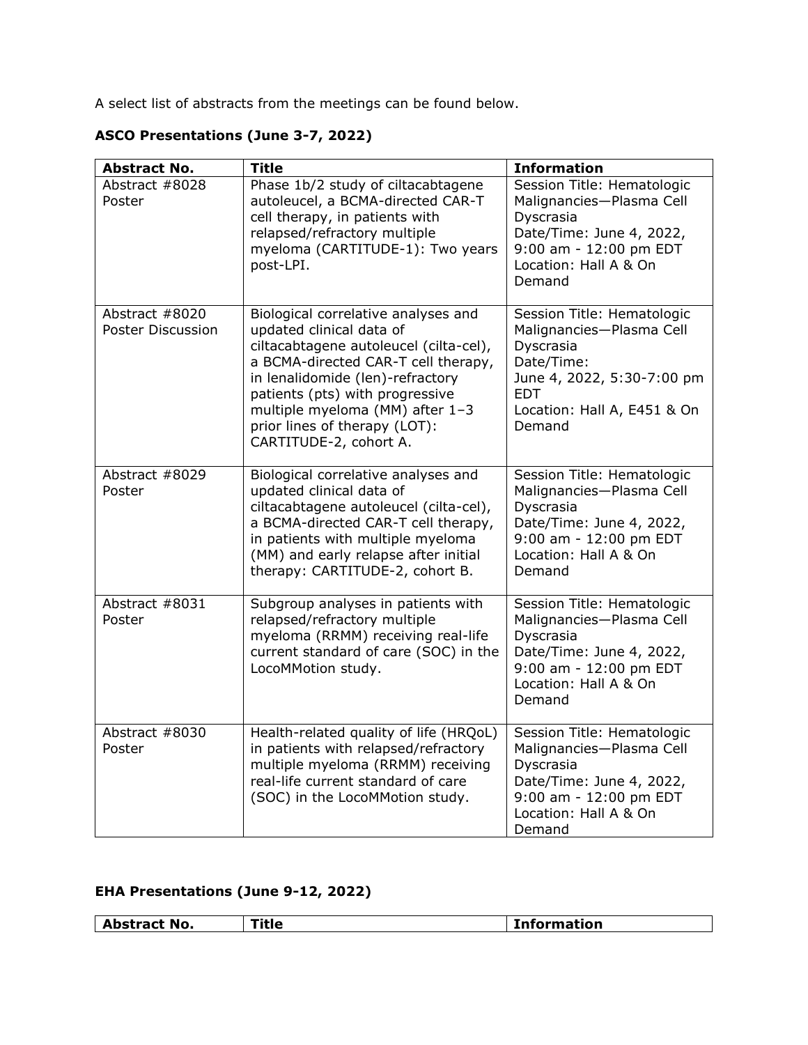A select list of abstracts from the meetings can be found below.

**ASCO Presentations (June 3-7, 2022)**

| Abstract No. | Title | Information |
|---|---|---|
| Abstract #8028 Poster | Phase 1b/2 study of ciltacabtagene autoleucel, a BCMA-directed CAR-T cell therapy, in patients with relapsed/refractory multiple myeloma (CARTITUDE-1): Two years post-LPI. | Session Title: Hematologic Malignancies—Plasma Cell Dyscrasia<br>Date/Time: June 4, 2022, 9:00 am - 12:00 pm EDT<br>Location: Hall A & On Demand |
| Abstract #8020 Poster Discussion | Biological correlative analyses and updated clinical data of ciltacabtagene autoleucel (cilta-cel), a BCMA-directed CAR-T cell therapy, in lenalidomide (len)-refractory patients (pts) with progressive multiple myeloma (MM) after 1–3 prior lines of therapy (LOT): CARTITUDE-2, cohort A. | Session Title: Hematologic Malignancies—Plasma Cell Dyscrasia<br>Date/Time:<br>June 4, 2022, 5:30-7:00 pm EDT<br>Location: Hall A, E451 & On Demand |
| Abstract #8029 Poster | Biological correlative analyses and updated clinical data of ciltacabtagene autoleucel (cilta-cel), a BCMA-directed CAR-T cell therapy, in patients with multiple myeloma (MM) and early relapse after initial therapy: CARTITUDE-2, cohort B. | Session Title: Hematologic Malignancies—Plasma Cell Dyscrasia<br>Date/Time: June 4, 2022, 9:00 am - 12:00 pm EDT<br>Location: Hall A & On Demand |
| Abstract #8031 Poster | Subgroup analyses in patients with relapsed/refractory multiple myeloma (RRMM) receiving real-life current standard of care (SOC) in the LocoMMotion study. | Session Title: Hematologic Malignancies—Plasma Cell Dyscrasia<br>Date/Time: June 4, 2022, 9:00 am - 12:00 pm EDT<br>Location: Hall A & On Demand |
| Abstract #8030 Poster | Health-related quality of life (HRQoL) in patients with relapsed/refractory multiple myeloma (RRMM) receiving real-life current standard of care (SOC) in the LocoMMotion study. | Session Title: Hematologic Malignancies—Plasma Cell Dyscrasia<br>Date/Time: June 4, 2022, 9:00 am - 12:00 pm EDT<br>Location: Hall A & On Demand |

**EHA Presentations (June 9-12, 2022)**

| Abstract No. | Title | Information |
|---|---|---|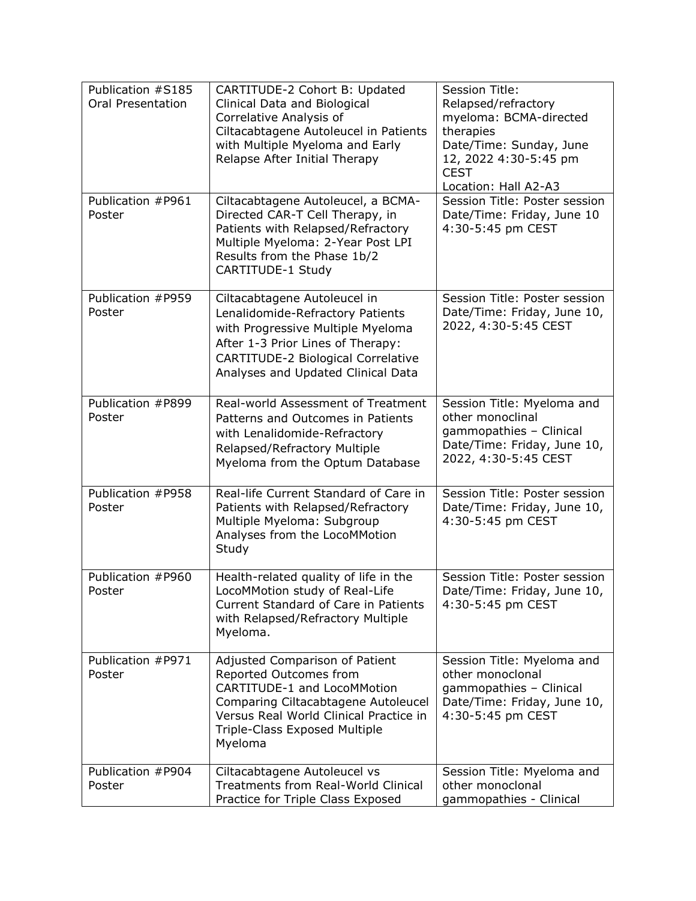| Publication #S185 Oral Presentation | CARTITUDE-2 Cohort B: Updated Clinical Data and Biological Correlative Analysis of Ciltacabtagene Autoleucel in Patients with Multiple Myeloma and Early Relapse After Initial Therapy | Session Title: Relapsed/refractory myeloma: BCMA-directed therapies<br>Date/Time: Sunday, June 12, 2022 4:30-5:45 pm CEST<br>Location: Hall A2-A3 |
|---|---|---|
| Publication #P961 Poster | Ciltacabtagene Autoleucel, a BCMA-Directed CAR-T Cell Therapy, in Patients with Relapsed/Refractory Multiple Myeloma: 2-Year Post LPI Results from the Phase 1b/2 CARTITUDE-1 Study | Session Title: Poster session<br>Date/Time: Friday, June 10 4:30-5:45 pm CEST |
| Publication #P959 Poster | Ciltacabtagene Autoleucel in Lenalidomide-Refractory Patients with Progressive Multiple Myeloma After 1-3 Prior Lines of Therapy: CARTITUDE-2 Biological Correlative Analyses and Updated Clinical Data | Session Title: Poster session<br>Date/Time: Friday, June 10, 2022, 4:30-5:45 CEST |
| Publication #P899 Poster | Real-world Assessment of Treatment Patterns and Outcomes in Patients with Lenalidomide-Refractory Relapsed/Refractory Multiple Myeloma from the Optum Database | Session Title: Myeloma and other monoclinal gammopathies – Clinical<br>Date/Time: Friday, June 10, 2022, 4:30-5:45 CEST |
| Publication #P958 Poster | Real-life Current Standard of Care in Patients with Relapsed/Refractory Multiple Myeloma: Subgroup Analyses from the LocoMMotion Study | Session Title: Poster session<br>Date/Time: Friday, June 10, 4:30-5:45 pm CEST |
| Publication #P960 Poster | Health-related quality of life in the LocoMMotion study of Real-Life Current Standard of Care in Patients with Relapsed/Refractory Multiple Myeloma. | Session Title: Poster session<br>Date/Time: Friday, June 10, 4:30-5:45 pm CEST |
| Publication #P971 Poster | Adjusted Comparison of Patient Reported Outcomes from CARTITUDE-1 and LocoMMotion Comparing Ciltacabtagene Autoleucel Versus Real World Clinical Practice in Triple-Class Exposed Multiple Myeloma | Session Title: Myeloma and other monoclonal gammopathies – Clinical<br>Date/Time: Friday, June 10, 4:30-5:45 pm CEST |
| Publication #P904 Poster | Ciltacabtagene Autoleucel vs Treatments from Real-World Clinical Practice for Triple Class Exposed | Session Title: Myeloma and other monoclonal gammopathies - Clinical |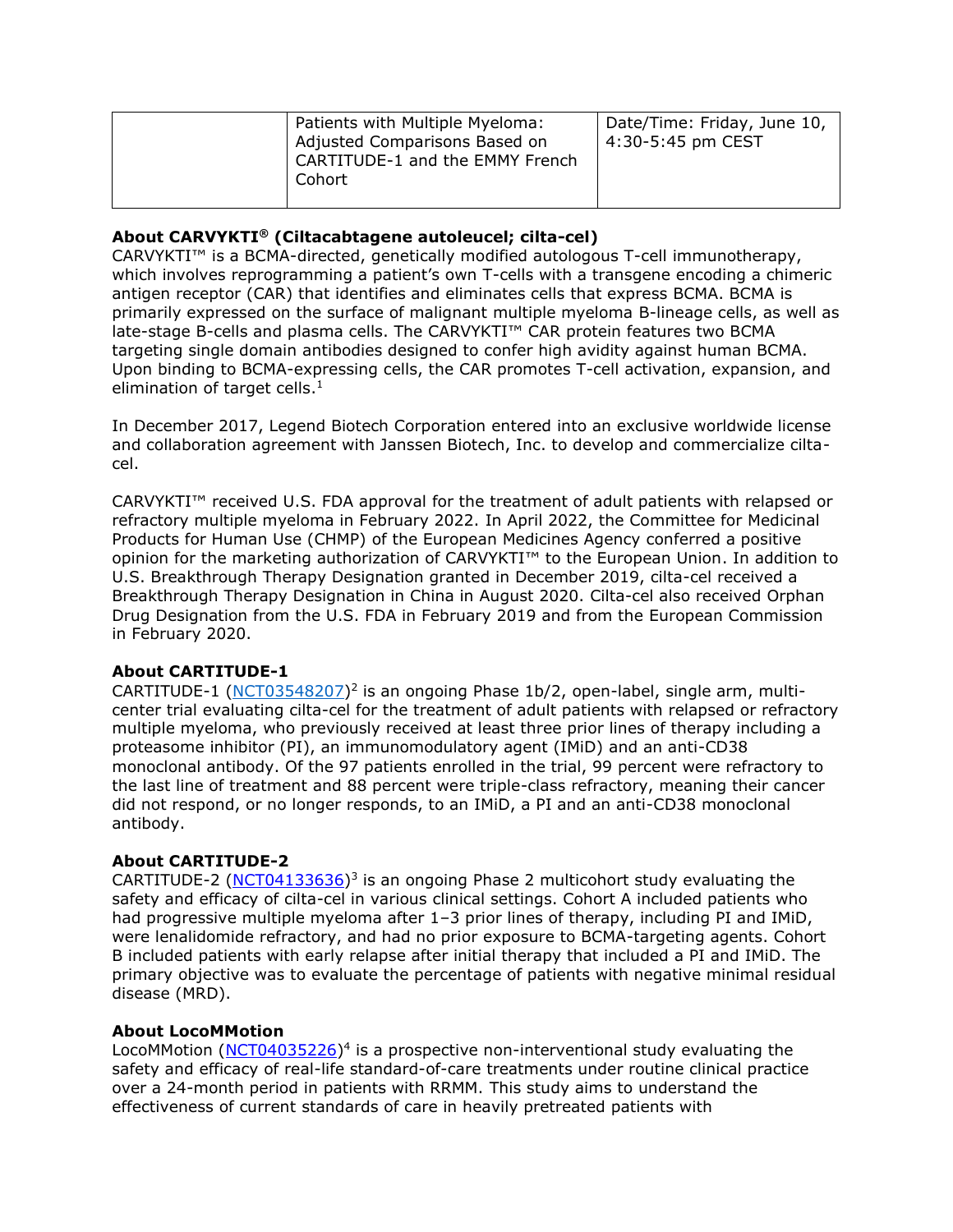| | Patients with Multiple Myeloma: Adjusted Comparisons Based on CARTITUDE-1 and the EMMY French Cohort | Date/Time: Friday, June 10, 4:30-5:45 pm CEST |
|---|---|---|

**About CARVYKTI® (Ciltacabtagene autoleucel; cilta-cel)**
CARVYKTI™ is a BCMA-directed, genetically modified autologous T-cell immunotherapy, which involves reprogramming a patient's own T-cells with a transgene encoding a chimeric antigen receptor (CAR) that identifies and eliminates cells that express BCMA. BCMA is primarily expressed on the surface of malignant multiple myeloma B-lineage cells, as well as late-stage B-cells and plasma cells. The CARVYKTI™ CAR protein features two BCMA targeting single domain antibodies designed to confer high avidity against human BCMA. Upon binding to BCMA-expressing cells, the CAR promotes T-cell activation, expansion, and elimination of target cells.[1]

In December 2017, Legend Biotech Corporation entered into an exclusive worldwide license and collaboration agreement with Janssen Biotech, Inc. to develop and commercialize cilta-cel.

CARVYKTI™ received U.S. FDA approval for the treatment of adult patients with relapsed or refractory multiple myeloma in February 2022. In April 2022, the Committee for Medicinal Products for Human Use (CHMP) of the European Medicines Agency conferred a positive opinion for the marketing authorization of CARVYKTI™ to the European Union. In addition to U.S. Breakthrough Therapy Designation granted in December 2019, cilta-cel received a Breakthrough Therapy Designation in China in August 2020. Cilta-cel also received Orphan Drug Designation from the U.S. FDA in February 2019 and from the European Commission in February 2020.

**About CARTITUDE-1**
CARTITUDE-1 (NCT03548207)[2] is an ongoing Phase 1b/2, open-label, single arm, multi-center trial evaluating cilta-cel for the treatment of adult patients with relapsed or refractory multiple myeloma, who previously received at least three prior lines of therapy including a proteasome inhibitor (PI), an immunomodulatory agent (IMiD) and an anti-CD38 monoclonal antibody. Of the 97 patients enrolled in the trial, 99 percent were refractory to the last line of treatment and 88 percent were triple-class refractory, meaning their cancer did not respond, or no longer responds, to an IMiD, a PI and an anti-CD38 monoclonal antibody.

**About CARTITUDE-2**
CARTITUDE-2 (NCT04133636)[3] is an ongoing Phase 2 multicohort study evaluating the safety and efficacy of cilta-cel in various clinical settings. Cohort A included patients who had progressive multiple myeloma after 1–3 prior lines of therapy, including PI and IMiD, were lenalidomide refractory, and had no prior exposure to BCMA-targeting agents. Cohort B included patients with early relapse after initial therapy that included a PI and IMiD. The primary objective was to evaluate the percentage of patients with negative minimal residual disease (MRD).

**About LocoMMotion**
LocoMMotion (NCT04035226)[4] is a prospective non-interventional study evaluating the safety and efficacy of real-life standard-of-care treatments under routine clinical practice over a 24-month period in patients with RRMM. This study aims to understand the effectiveness of current standards of care in heavily pretreated patients with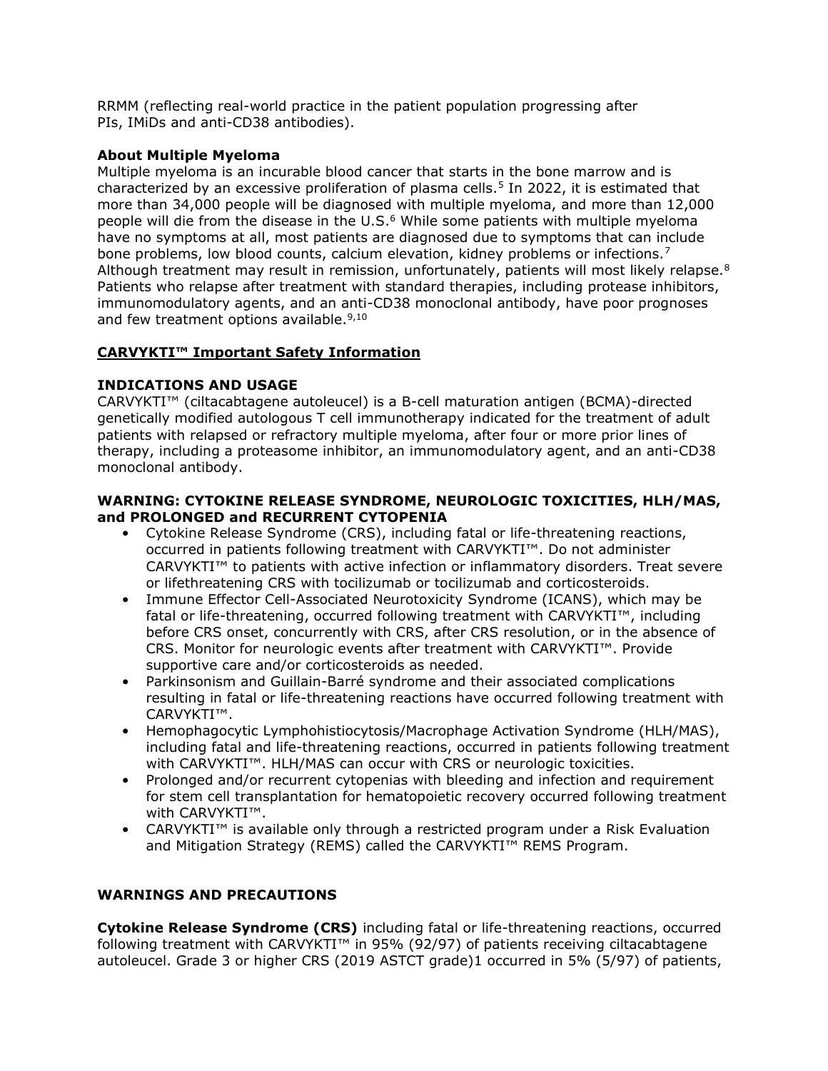RRMM (reflecting real-world practice in the patient population progressing after PIs, IMiDs and anti-CD38 antibodies).

**About Multiple Myeloma**

Multiple myeloma is an incurable blood cancer that starts in the bone marrow and is characterized by an excessive proliferation of plasma cells.[5] In 2022, it is estimated that more than 34,000 people will be diagnosed with multiple myeloma, and more than 12,000 people will die from the disease in the U.S.[6] While some patients with multiple myeloma have no symptoms at all, most patients are diagnosed due to symptoms that can include bone problems, low blood counts, calcium elevation, kidney problems or infections.[7] Although treatment may result in remission, unfortunately, patients will most likely relapse.[8] Patients who relapse after treatment with standard therapies, including protease inhibitors, immunomodulatory agents, and an anti-CD38 monoclonal antibody, have poor prognoses and few treatment options available.[9,10]

**CARVYKTI™ Important Safety Information**

**INDICATIONS AND USAGE**

CARVYKTI™ (ciltacabtagene autoleucel) is a B-cell maturation antigen (BCMA)-directed genetically modified autologous T cell immunotherapy indicated for the treatment of adult patients with relapsed or refractory multiple myeloma, after four or more prior lines of therapy, including a proteasome inhibitor, an immunomodulatory agent, and an anti-CD38 monoclonal antibody.

**WARNING: CYTOKINE RELEASE SYNDROME, NEUROLOGIC TOXICITIES, HLH/MAS, and PROLONGED and RECURRENT CYTOPENIA**

- Cytokine Release Syndrome (CRS), including fatal or life-threatening reactions, occurred in patients following treatment with CARVYKTI™. Do not administer CARVYKTI™ to patients with active infection or inflammatory disorders. Treat severe or lifethreatening CRS with tocilizumab or tocilizumab and corticosteroids.
- Immune Effector Cell-Associated Neurotoxicity Syndrome (ICANS), which may be fatal or life-threatening, occurred following treatment with CARVYKTI™, including before CRS onset, concurrently with CRS, after CRS resolution, or in the absence of CRS. Monitor for neurologic events after treatment with CARVYKTI™. Provide supportive care and/or corticosteroids as needed.
- Parkinsonism and Guillain-Barré syndrome and their associated complications resulting in fatal or life-threatening reactions have occurred following treatment with CARVYKTI™.
- Hemophagocytic Lymphohistiocytosis/Macrophage Activation Syndrome (HLH/MAS), including fatal and life-threatening reactions, occurred in patients following treatment with CARVYKTI™. HLH/MAS can occur with CRS or neurologic toxicities.
- Prolonged and/or recurrent cytopenias with bleeding and infection and requirement for stem cell transplantation for hematopoietic recovery occurred following treatment with CARVYKTI™.
- CARVYKTI™ is available only through a restricted program under a Risk Evaluation and Mitigation Strategy (REMS) called the CARVYKTI™ REMS Program.

**WARNINGS AND PRECAUTIONS**

**Cytokine Release Syndrome (CRS)** including fatal or life-threatening reactions, occurred following treatment with CARVYKTI™ in 95% (92/97) of patients receiving ciltacabtagene autoleucel. Grade 3 or higher CRS (2019 ASTCT grade)1 occurred in 5% (5/97) of patients,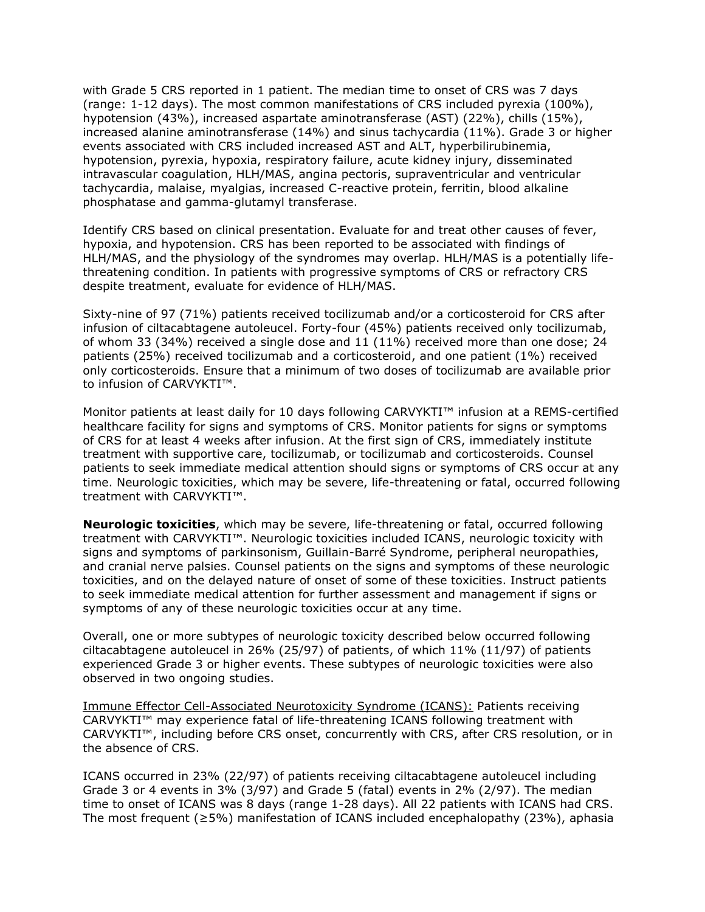with Grade 5 CRS reported in 1 patient. The median time to onset of CRS was 7 days (range: 1-12 days). The most common manifestations of CRS included pyrexia (100%), hypotension (43%), increased aspartate aminotransferase (AST) (22%), chills (15%), increased alanine aminotransferase (14%) and sinus tachycardia (11%). Grade 3 or higher events associated with CRS included increased AST and ALT, hyperbilirubinemia, hypotension, pyrexia, hypoxia, respiratory failure, acute kidney injury, disseminated intravascular coagulation, HLH/MAS, angina pectoris, supraventricular and ventricular tachycardia, malaise, myalgias, increased C-reactive protein, ferritin, blood alkaline phosphatase and gamma-glutamyl transferase.

Identify CRS based on clinical presentation. Evaluate for and treat other causes of fever, hypoxia, and hypotension. CRS has been reported to be associated with findings of HLH/MAS, and the physiology of the syndromes may overlap. HLH/MAS is a potentially life-threatening condition. In patients with progressive symptoms of CRS or refractory CRS despite treatment, evaluate for evidence of HLH/MAS.

Sixty-nine of 97 (71%) patients received tocilizumab and/or a corticosteroid for CRS after infusion of ciltacabtagene autoleucel. Forty-four (45%) patients received only tocilizumab, of whom 33 (34%) received a single dose and 11 (11%) received more than one dose; 24 patients (25%) received tocilizumab and a corticosteroid, and one patient (1%) received only corticosteroids. Ensure that a minimum of two doses of tocilizumab are available prior to infusion of CARVYKTI™.

Monitor patients at least daily for 10 days following CARVYKTI™ infusion at a REMS-certified healthcare facility for signs and symptoms of CRS. Monitor patients for signs or symptoms of CRS for at least 4 weeks after infusion. At the first sign of CRS, immediately institute treatment with supportive care, tocilizumab, or tocilizumab and corticosteroids. Counsel patients to seek immediate medical attention should signs or symptoms of CRS occur at any time. Neurologic toxicities, which may be severe, life-threatening or fatal, occurred following treatment with CARVYKTI™.

**Neurologic toxicities**, which may be severe, life-threatening or fatal, occurred following treatment with CARVYKTI™. Neurologic toxicities included ICANS, neurologic toxicity with signs and symptoms of parkinsonism, Guillain-Barré Syndrome, peripheral neuropathies, and cranial nerve palsies. Counsel patients on the signs and symptoms of these neurologic toxicities, and on the delayed nature of onset of some of these toxicities. Instruct patients to seek immediate medical attention for further assessment and management if signs or symptoms of any of these neurologic toxicities occur at any time.

Overall, one or more subtypes of neurologic toxicity described below occurred following ciltacabtagene autoleucel in 26% (25/97) of patients, of which 11% (11/97) of patients experienced Grade 3 or higher events. These subtypes of neurologic toxicities were also observed in two ongoing studies.

<u>Immune Effector Cell-Associated Neurotoxicity Syndrome (ICANS):</u> Patients receiving CARVYKTI™ may experience fatal of life-threatening ICANS following treatment with CARVYKTI™, including before CRS onset, concurrently with CRS, after CRS resolution, or in the absence of CRS.

ICANS occurred in 23% (22/97) of patients receiving ciltacabtagene autoleucel including Grade 3 or 4 events in 3% (3/97) and Grade 5 (fatal) events in 2% (2/97). The median time to onset of ICANS was 8 days (range 1-28 days). All 22 patients with ICANS had CRS. The most frequent (≥5%) manifestation of ICANS included encephalopathy (23%), aphasia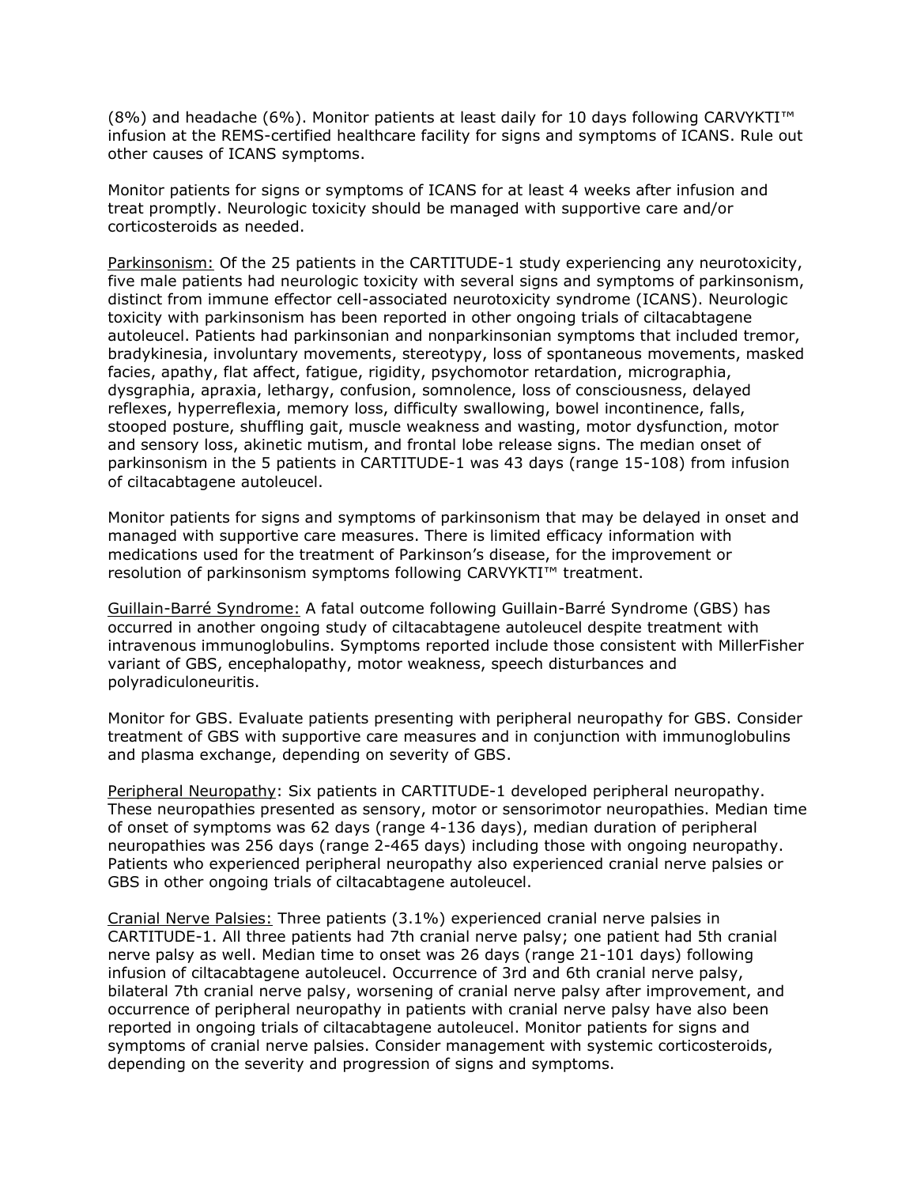(8%) and headache (6%). Monitor patients at least daily for 10 days following CARVYKTI™ infusion at the REMS-certified healthcare facility for signs and symptoms of ICANS. Rule out other causes of ICANS symptoms.

Monitor patients for signs or symptoms of ICANS for at least 4 weeks after infusion and treat promptly. Neurologic toxicity should be managed with supportive care and/or corticosteroids as needed.

Parkinsonism: Of the 25 patients in the CARTITUDE-1 study experiencing any neurotoxicity, five male patients had neurologic toxicity with several signs and symptoms of parkinsonism, distinct from immune effector cell-associated neurotoxicity syndrome (ICANS). Neurologic toxicity with parkinsonism has been reported in other ongoing trials of ciltacabtagene autoleucel. Patients had parkinsonian and nonparkinsonian symptoms that included tremor, bradykinesia, involuntary movements, stereotypy, loss of spontaneous movements, masked facies, apathy, flat affect, fatigue, rigidity, psychomotor retardation, micrographia, dysgraphia, apraxia, lethargy, confusion, somnolence, loss of consciousness, delayed reflexes, hyperreflexia, memory loss, difficulty swallowing, bowel incontinence, falls, stooped posture, shuffling gait, muscle weakness and wasting, motor dysfunction, motor and sensory loss, akinetic mutism, and frontal lobe release signs. The median onset of parkinsonism in the 5 patients in CARTITUDE-1 was 43 days (range 15-108) from infusion of ciltacabtagene autoleucel.

Monitor patients for signs and symptoms of parkinsonism that may be delayed in onset and managed with supportive care measures. There is limited efficacy information with medications used for the treatment of Parkinson's disease, for the improvement or resolution of parkinsonism symptoms following CARVYKTI™ treatment.

Guillain-Barré Syndrome: A fatal outcome following Guillain-Barré Syndrome (GBS) has occurred in another ongoing study of ciltacabtagene autoleucel despite treatment with intravenous immunoglobulins. Symptoms reported include those consistent with MillerFisher variant of GBS, encephalopathy, motor weakness, speech disturbances and polyradiculoneuritis.

Monitor for GBS. Evaluate patients presenting with peripheral neuropathy for GBS. Consider treatment of GBS with supportive care measures and in conjunction with immunoglobulins and plasma exchange, depending on severity of GBS.

Peripheral Neuropathy: Six patients in CARTITUDE-1 developed peripheral neuropathy. These neuropathies presented as sensory, motor or sensorimotor neuropathies. Median time of onset of symptoms was 62 days (range 4-136 days), median duration of peripheral neuropathies was 256 days (range 2-465 days) including those with ongoing neuropathy. Patients who experienced peripheral neuropathy also experienced cranial nerve palsies or GBS in other ongoing trials of ciltacabtagene autoleucel.

Cranial Nerve Palsies: Three patients (3.1%) experienced cranial nerve palsies in CARTITUDE-1. All three patients had 7th cranial nerve palsy; one patient had 5th cranial nerve palsy as well. Median time to onset was 26 days (range 21-101 days) following infusion of ciltacabtagene autoleucel. Occurrence of 3rd and 6th cranial nerve palsy, bilateral 7th cranial nerve palsy, worsening of cranial nerve palsy after improvement, and occurrence of peripheral neuropathy in patients with cranial nerve palsy have also been reported in ongoing trials of ciltacabtagene autoleucel. Monitor patients for signs and symptoms of cranial nerve palsies. Consider management with systemic corticosteroids, depending on the severity and progression of signs and symptoms.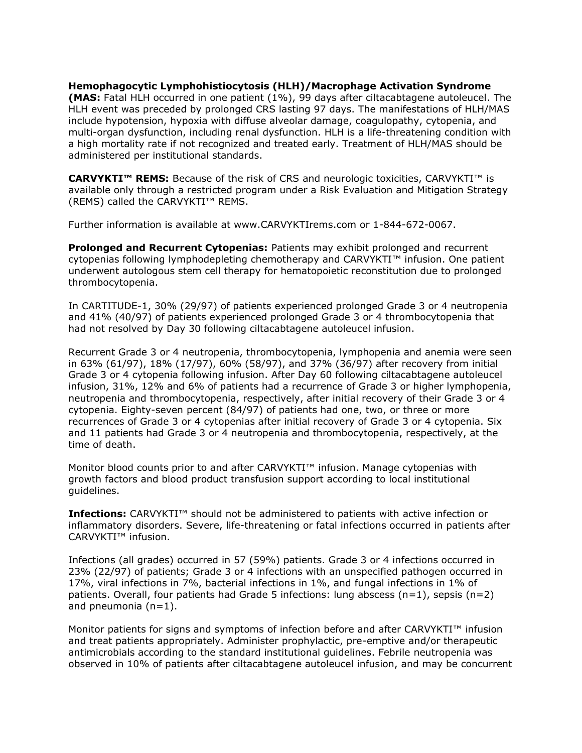**Hemophagocytic Lymphohistiocytosis (HLH)/Macrophage Activation Syndrome (MAS:** Fatal HLH occurred in one patient (1%), 99 days after ciltacabtagene autoleucel. The HLH event was preceded by prolonged CRS lasting 97 days. The manifestations of HLH/MAS include hypotension, hypoxia with diffuse alveolar damage, coagulopathy, cytopenia, and multi-organ dysfunction, including renal dysfunction. HLH is a life-threatening condition with a high mortality rate if not recognized and treated early. Treatment of HLH/MAS should be administered per institutional standards.

**CARVYKTI™ REMS:** Because of the risk of CRS and neurologic toxicities, CARVYKTI™ is available only through a restricted program under a Risk Evaluation and Mitigation Strategy (REMS) called the CARVYKTI™ REMS.

Further information is available at www.CARVYKTIrems.com or 1-844-672-0067.

**Prolonged and Recurrent Cytopenias:** Patients may exhibit prolonged and recurrent cytopenias following lymphodepleting chemotherapy and CARVYKTI™ infusion. One patient underwent autologous stem cell therapy for hematopoietic reconstitution due to prolonged thrombocytopenia.

In CARTITUDE-1, 30% (29/97) of patients experienced prolonged Grade 3 or 4 neutropenia and 41% (40/97) of patients experienced prolonged Grade 3 or 4 thrombocytopenia that had not resolved by Day 30 following ciltacabtagene autoleucel infusion.

Recurrent Grade 3 or 4 neutropenia, thrombocytopenia, lymphopenia and anemia were seen in 63% (61/97), 18% (17/97), 60% (58/97), and 37% (36/97) after recovery from initial Grade 3 or 4 cytopenia following infusion. After Day 60 following ciltacabtagene autoleucel infusion, 31%, 12% and 6% of patients had a recurrence of Grade 3 or higher lymphopenia, neutropenia and thrombocytopenia, respectively, after initial recovery of their Grade 3 or 4 cytopenia. Eighty-seven percent (84/97) of patients had one, two, or three or more recurrences of Grade 3 or 4 cytopenias after initial recovery of Grade 3 or 4 cytopenia. Six and 11 patients had Grade 3 or 4 neutropenia and thrombocytopenia, respectively, at the time of death.

Monitor blood counts prior to and after CARVYKTI™ infusion. Manage cytopenias with growth factors and blood product transfusion support according to local institutional guidelines.

**Infections:** CARVYKTI™ should not be administered to patients with active infection or inflammatory disorders. Severe, life-threatening or fatal infections occurred in patients after CARVYKTI™ infusion.

Infections (all grades) occurred in 57 (59%) patients. Grade 3 or 4 infections occurred in 23% (22/97) of patients; Grade 3 or 4 infections with an unspecified pathogen occurred in 17%, viral infections in 7%, bacterial infections in 1%, and fungal infections in 1% of patients. Overall, four patients had Grade 5 infections: lung abscess (n=1), sepsis (n=2) and pneumonia (n=1).

Monitor patients for signs and symptoms of infection before and after CARVYKTI™ infusion and treat patients appropriately. Administer prophylactic, pre-emptive and/or therapeutic antimicrobials according to the standard institutional guidelines. Febrile neutropenia was observed in 10% of patients after ciltacabtagene autoleucel infusion, and may be concurrent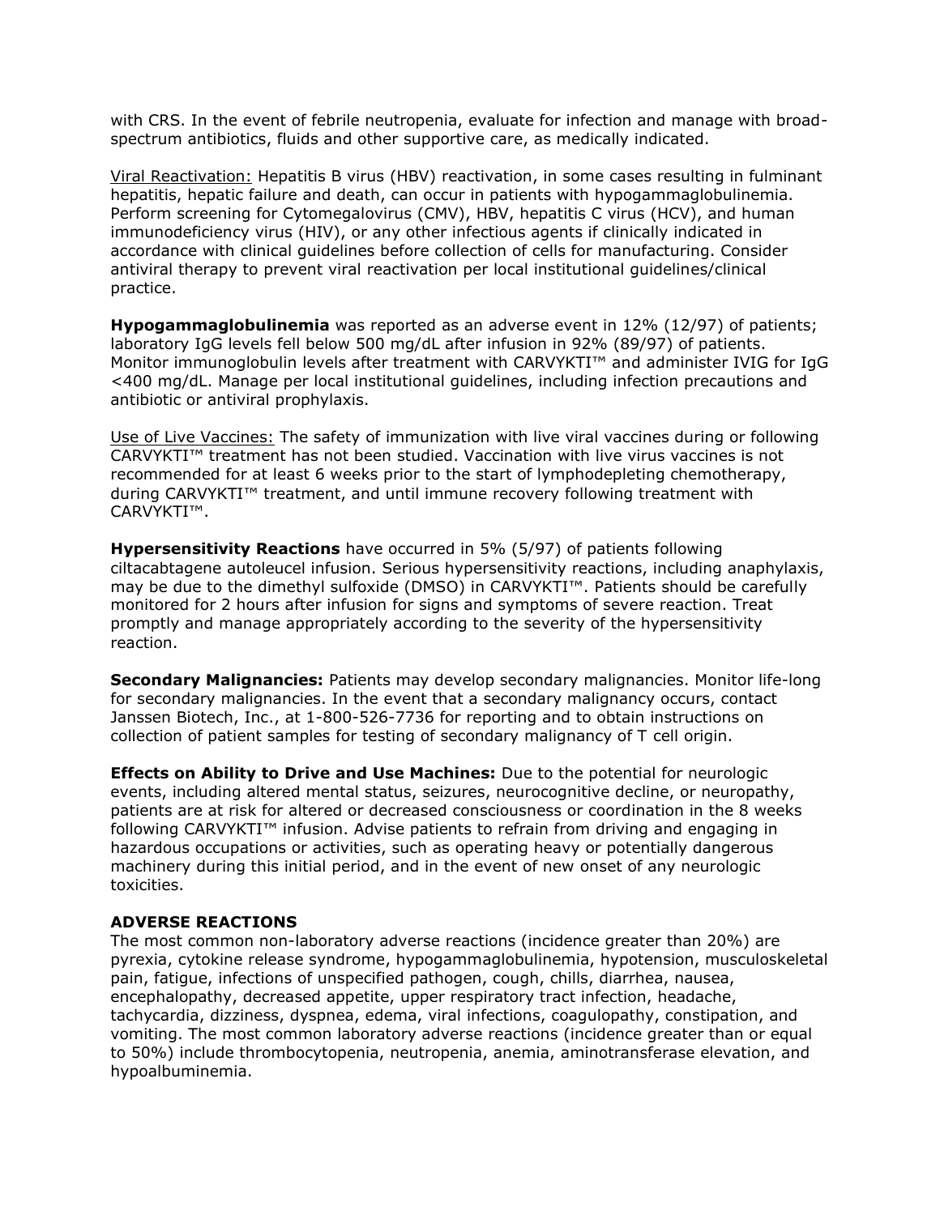with CRS. In the event of febrile neutropenia, evaluate for infection and manage with broad-spectrum antibiotics, fluids and other supportive care, as medically indicated.

Viral Reactivation: Hepatitis B virus (HBV) reactivation, in some cases resulting in fulminant hepatitis, hepatic failure and death, can occur in patients with hypogammaglobulinemia. Perform screening for Cytomegalovirus (CMV), HBV, hepatitis C virus (HCV), and human immunodeficiency virus (HIV), or any other infectious agents if clinically indicated in accordance with clinical guidelines before collection of cells for manufacturing. Consider antiviral therapy to prevent viral reactivation per local institutional guidelines/clinical practice.

**Hypogammaglobulinemia** was reported as an adverse event in 12% (12/97) of patients; laboratory IgG levels fell below 500 mg/dL after infusion in 92% (89/97) of patients. Monitor immunoglobulin levels after treatment with CARVYKTI™ and administer IVIG for IgG <400 mg/dL. Manage per local institutional guidelines, including infection precautions and antibiotic or antiviral prophylaxis.

Use of Live Vaccines: The safety of immunization with live viral vaccines during or following CARVYKTI™ treatment has not been studied. Vaccination with live virus vaccines is not recommended for at least 6 weeks prior to the start of lymphodepleting chemotherapy, during CARVYKTI™ treatment, and until immune recovery following treatment with CARVYKTI™.

**Hypersensitivity Reactions** have occurred in 5% (5/97) of patients following ciltacabtagene autoleucel infusion. Serious hypersensitivity reactions, including anaphylaxis, may be due to the dimethyl sulfoxide (DMSO) in CARVYKTI™. Patients should be carefully monitored for 2 hours after infusion for signs and symptoms of severe reaction. Treat promptly and manage appropriately according to the severity of the hypersensitivity reaction.

**Secondary Malignancies:** Patients may develop secondary malignancies. Monitor life-long for secondary malignancies. In the event that a secondary malignancy occurs, contact Janssen Biotech, Inc., at 1-800-526-7736 for reporting and to obtain instructions on collection of patient samples for testing of secondary malignancy of T cell origin.

**Effects on Ability to Drive and Use Machines:** Due to the potential for neurologic events, including altered mental status, seizures, neurocognitive decline, or neuropathy, patients are at risk for altered or decreased consciousness or coordination in the 8 weeks following CARVYKTI™ infusion. Advise patients to refrain from driving and engaging in hazardous occupations or activities, such as operating heavy or potentially dangerous machinery during this initial period, and in the event of new onset of any neurologic toxicities.

**ADVERSE REACTIONS**

The most common non-laboratory adverse reactions (incidence greater than 20%) are pyrexia, cytokine release syndrome, hypogammaglobulinemia, hypotension, musculoskeletal pain, fatigue, infections of unspecified pathogen, cough, chills, diarrhea, nausea, encephalopathy, decreased appetite, upper respiratory tract infection, headache, tachycardia, dizziness, dyspnea, edema, viral infections, coagulopathy, constipation, and vomiting. The most common laboratory adverse reactions (incidence greater than or equal to 50%) include thrombocytopenia, neutropenia, anemia, aminotransferase elevation, and hypoalbuminemia.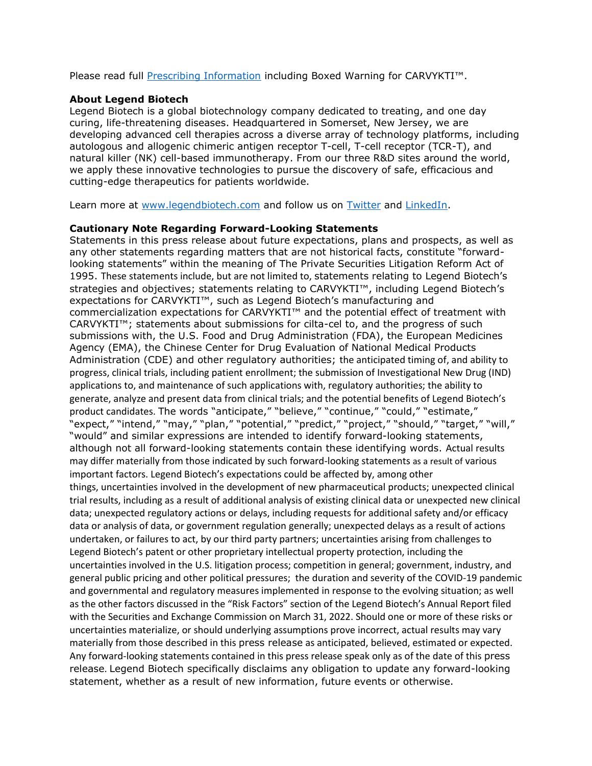Please read full [Prescribing Information](#) including Boxed Warning for CARVYKTI™.

**About Legend Biotech**

Legend Biotech is a global biotechnology company dedicated to treating, and one day curing, life-threatening diseases. Headquartered in Somerset, New Jersey, we are developing advanced cell therapies across a diverse array of technology platforms, including autologous and allogenic chimeric antigen receptor T-cell, T-cell receptor (TCR-T), and natural killer (NK) cell-based immunotherapy. From our three R&D sites around the world, we apply these innovative technologies to pursue the discovery of safe, efficacious and cutting-edge therapeutics for patients worldwide.

Learn more at [www.legendbiotech.com](http://www.legendbiotech.com) and follow us on [Twitter](#) and [LinkedIn](#).

**Cautionary Note Regarding Forward-Looking Statements**

Statements in this press release about future expectations, plans and prospects, as well as any other statements regarding matters that are not historical facts, constitute "forward-looking statements" within the meaning of The Private Securities Litigation Reform Act of 1995. These statements include, but are not limited to, statements relating to Legend Biotech's strategies and objectives; statements relating to CARVYKTI™, including Legend Biotech's expectations for CARVYKTI™, such as Legend Biotech's manufacturing and commercialization expectations for CARVYKTI™ and the potential effect of treatment with CARVYKTI™; statements about submissions for cilta-cel to, and the progress of such submissions with, the U.S. Food and Drug Administration (FDA), the European Medicines Agency (EMA), the Chinese Center for Drug Evaluation of National Medical Products Administration (CDE) and other regulatory authorities; the anticipated timing of, and ability to progress, clinical trials, including patient enrollment; the submission of Investigational New Drug (IND) applications to, and maintenance of such applications with, regulatory authorities; the ability to generate, analyze and present data from clinical trials; and the potential benefits of Legend Biotech's product candidates. The words "anticipate," "believe," "continue," "could," "estimate," "expect," "intend," "may," "plan," "potential," "predict," "project," "should," "target," "will," "would" and similar expressions are intended to identify forward-looking statements, although not all forward-looking statements contain these identifying words. Actual results may differ materially from those indicated by such forward-looking statements as a result of various important factors. Legend Biotech's expectations could be affected by, among other things, uncertainties involved in the development of new pharmaceutical products; unexpected clinical trial results, including as a result of additional analysis of existing clinical data or unexpected new clinical data; unexpected regulatory actions or delays, including requests for additional safety and/or efficacy data or analysis of data, or government regulation generally; unexpected delays as a result of actions undertaken, or failures to act, by our third party partners; uncertainties arising from challenges to Legend Biotech's patent or other proprietary intellectual property protection, including the uncertainties involved in the U.S. litigation process; competition in general; government, industry, and general public pricing and other political pressures; the duration and severity of the COVID-19 pandemic and governmental and regulatory measures implemented in response to the evolving situation; as well as the other factors discussed in the "Risk Factors" section of the Legend Biotech's Annual Report filed with the Securities and Exchange Commission on March 31, 2022. Should one or more of these risks or uncertainties materialize, or should underlying assumptions prove incorrect, actual results may vary materially from those described in this press release as anticipated, believed, estimated or expected. Any forward-looking statements contained in this press release speak only as of the date of this press release. Legend Biotech specifically disclaims any obligation to update any forward-looking statement, whether as a result of new information, future events or otherwise.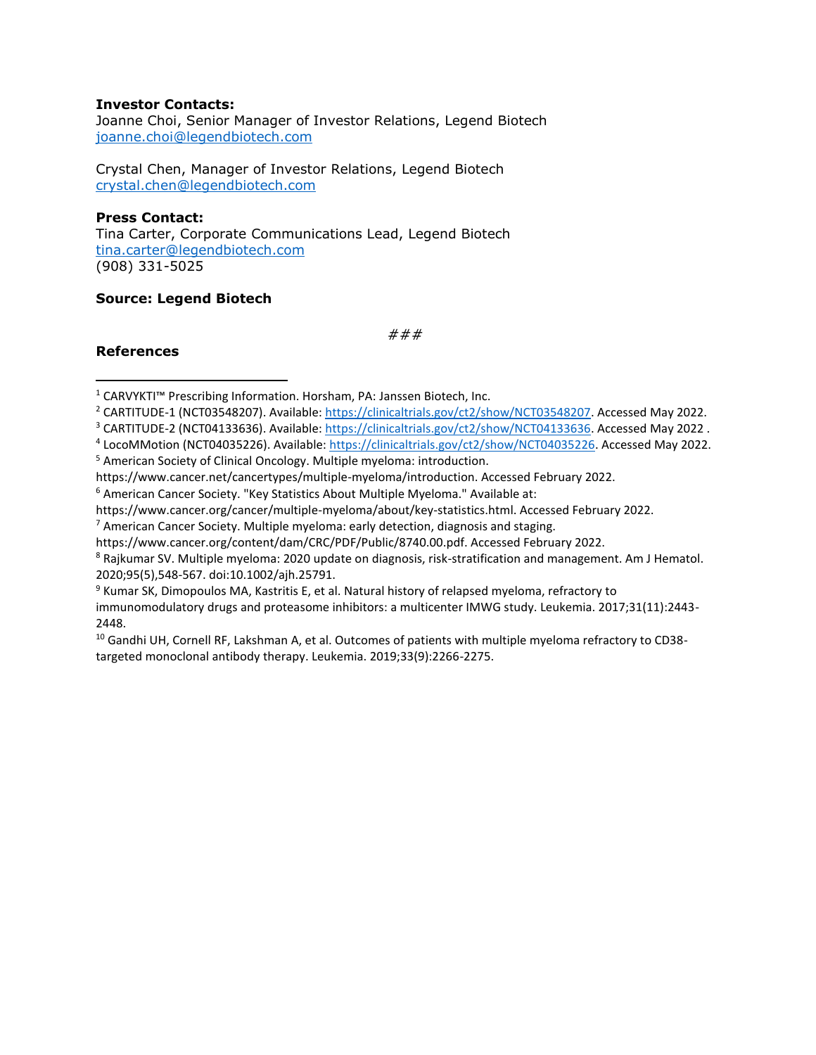**Investor Contacts:**
Joanne Choi, Senior Manager of Investor Relations, Legend Biotech
joanne.choi@legendbiotech.com

Crystal Chen, Manager of Investor Relations, Legend Biotech
crystal.chen@legendbiotech.com

**Press Contact:**
Tina Carter, Corporate Communications Lead, Legend Biotech
tina.carter@legendbiotech.com
(908) 331-5025

**Source: Legend Biotech**

*###*

**References**

[1] CARVYKTI™ Prescribing Information. Horsham, PA: Janssen Biotech, Inc.

[2] CARTITUDE-1 (NCT03548207). Available: https://clinicaltrials.gov/ct2/show/NCT03548207. Accessed May 2022.

[3] CARTITUDE-2 (NCT04133636). Available: https://clinicaltrials.gov/ct2/show/NCT04133636. Accessed May 2022 .

[4] LocoMMotion (NCT04035226). Available: https://clinicaltrials.gov/ct2/show/NCT04035226. Accessed May 2022.

[5] American Society of Clinical Oncology. Multiple myeloma: introduction. https://www.cancer.net/cancertypes/multiple-myeloma/introduction. Accessed February 2022.

[6] American Cancer Society. "Key Statistics About Multiple Myeloma." Available at: https://www.cancer.org/cancer/multiple-myeloma/about/key-statistics.html. Accessed February 2022.

[7] American Cancer Society. Multiple myeloma: early detection, diagnosis and staging. https://www.cancer.org/content/dam/CRC/PDF/Public/8740.00.pdf. Accessed February 2022.

[8] Rajkumar SV. Multiple myeloma: 2020 update on diagnosis, risk-stratification and management. Am J Hematol. 2020;95(5),548-567. doi:10.1002/ajh.25791.

[9] Kumar SK, Dimopoulos MA, Kastritis E, et al. Natural history of relapsed myeloma, refractory to immunomodulatory drugs and proteasome inhibitors: a multicenter IMWG study. Leukemia. 2017;31(11):2443-2448.

[10] Gandhi UH, Cornell RF, Lakshman A, et al. Outcomes of patients with multiple myeloma refractory to CD38-targeted monoclonal antibody therapy. Leukemia. 2019;33(9):2266-2275.